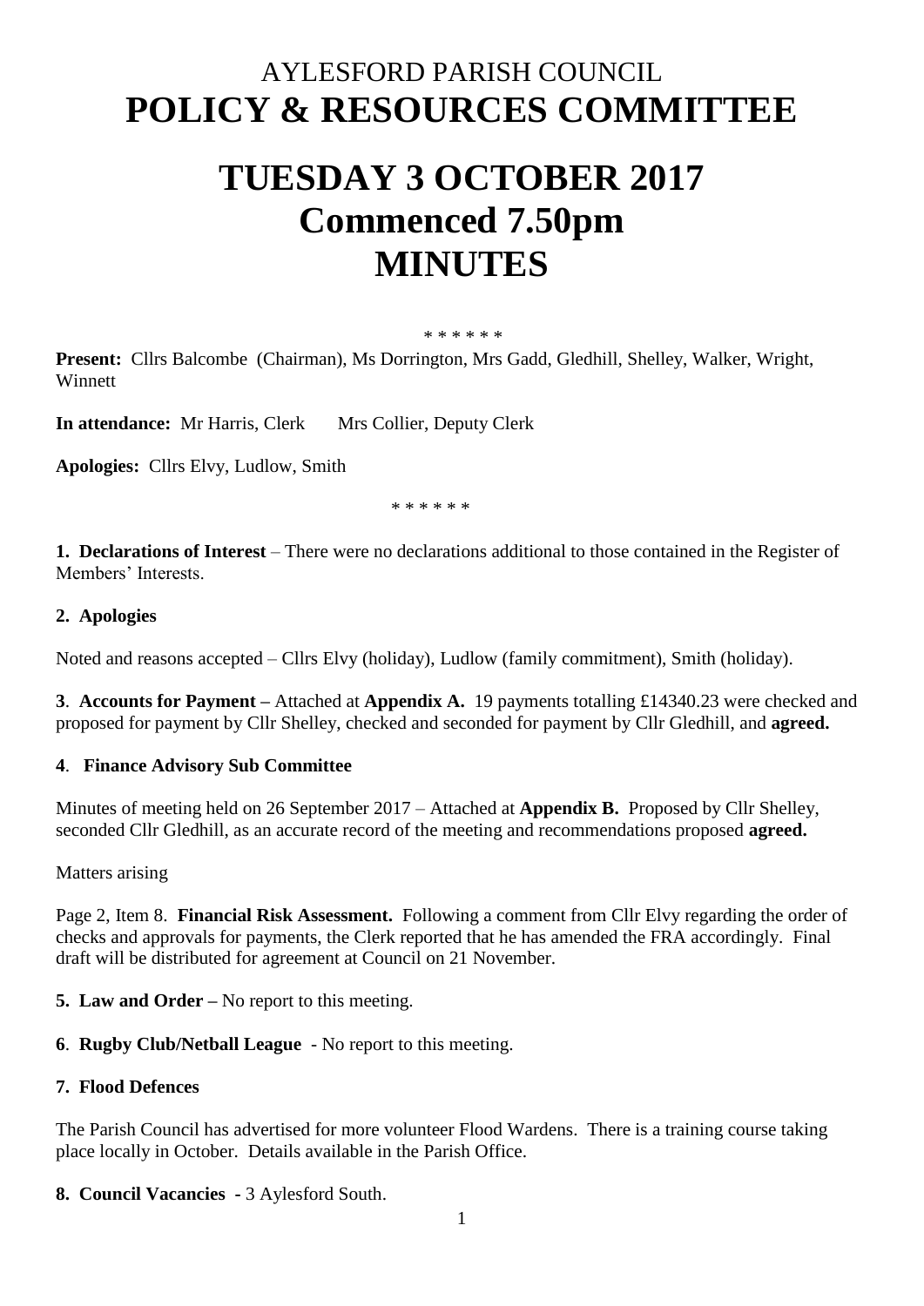# AYLESFORD PARISH COUNCIL
# POLICY & RESOURCES COMMITTEE

# TUESDAY 3 OCTOBER 2017
# Commenced 7.50pm
# MINUTES

\* \* \* \* \* \*

**Present:** Cllrs Balcombe (Chairman), Ms Dorrington, Mrs Gadd, Gledhill, Shelley, Walker, Wright, Winnett

**In attendance:** Mr Harris, Clerk     Mrs Collier, Deputy Clerk

**Apologies:** Cllrs Elvy, Ludlow, Smith

\* \* \* \* \* \*

**1. Declarations of Interest** – There were no declarations additional to those contained in the Register of Members' Interests.

**2. Apologies**

Noted and reasons accepted – Cllrs Elvy (holiday), Ludlow (family commitment), Smith (holiday).

**3**. **Accounts for Payment –** Attached at **Appendix A.** 19 payments totalling £14340.23 were checked and proposed for payment by Cllr Shelley, checked and seconded for payment by Cllr Gledhill, and **agreed.**

**4**. **Finance Advisory Sub Committee**

Minutes of meeting held on 26 September 2017 – Attached at **Appendix B.** Proposed by Cllr Shelley, seconded Cllr Gledhill, as an accurate record of the meeting and recommendations proposed **agreed.**

Matters arising

Page 2, Item 8. **Financial Risk Assessment.** Following a comment from Cllr Elvy regarding the order of checks and approvals for payments, the Clerk reported that he has amended the FRA accordingly. Final draft will be distributed for agreement at Council on 21 November.

**5. Law and Order –** No report to this meeting.

**6**. **Rugby Club/Netball League** - No report to this meeting.

**7. Flood Defences**

The Parish Council has advertised for more volunteer Flood Wardens. There is a training course taking place locally in October. Details available in the Parish Office.

**8. Council Vacancies -** 3 Aylesford South.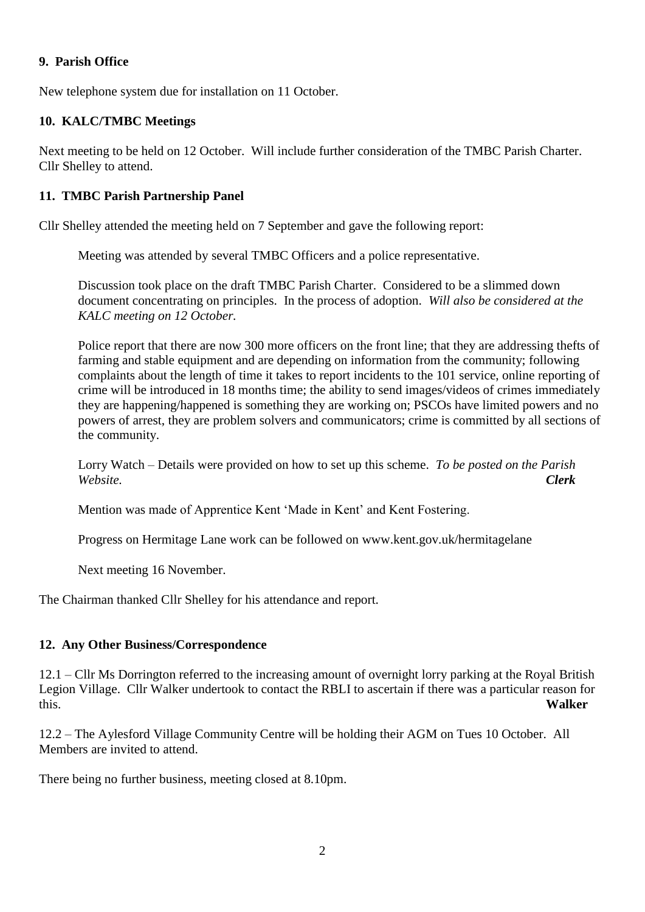### 9. Parish Office

New telephone system due for installation on 11 October.

### 10. KALC/TMBC Meetings

Next meeting to be held on 12 October. Will include further consideration of the TMBC Parish Charter. Cllr Shelley to attend.

### 11. TMBC Parish Partnership Panel

Cllr Shelley attended the meeting held on 7 September and gave the following report:

> Meeting was attended by several TMBC Officers and a police representative.
>
> Discussion took place on the draft TMBC Parish Charter. Considered to be a slimmed down document concentrating on principles. In the process of adoption. *Will also be considered at the KALC meeting on 12 October.*
>
> Police report that there are now 300 more officers on the front line; that they are addressing thefts of farming and stable equipment and are depending on information from the community; following complaints about the length of time it takes to report incidents to the 101 service, online reporting of crime will be introduced in 18 months time; the ability to send images/videos of crimes immediately they are happening/happened is something they are working on; PSCOs have limited powers and no powers of arrest, they are problem solvers and communicators; crime is committed by all sections of the community.
>
> Lorry Watch – Details were provided on how to set up this scheme. *To be posted on the Parish Website.* ***Clerk***
>
> Mention was made of Apprentice Kent 'Made in Kent' and Kent Fostering.
>
> Progress on Hermitage Lane work can be followed on www.kent.gov.uk/hermitagelane
>
> Next meeting 16 November.

The Chairman thanked Cllr Shelley for his attendance and report.

### 12. Any Other Business/Correspondence

12.1 – Cllr Ms Dorrington referred to the increasing amount of overnight lorry parking at the Royal British Legion Village. Cllr Walker undertook to contact the RBLI to ascertain if there was a particular reason for this. **Walker**

12.2 – The Aylesford Village Community Centre will be holding their AGM on Tues 10 October. All Members are invited to attend.

There being no further business, meeting closed at 8.10pm.